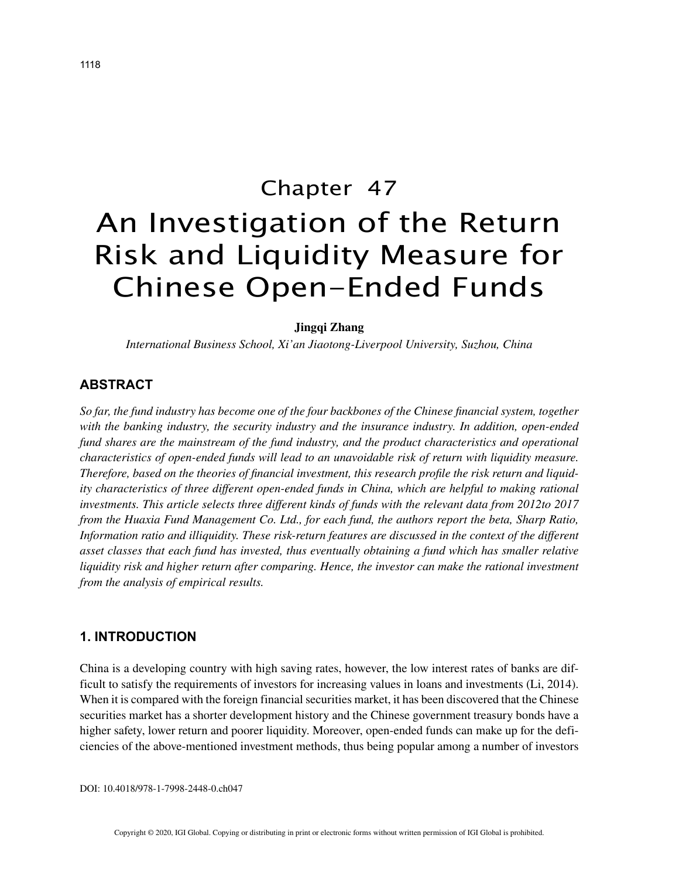# Chapter 47

# An Investigation of the Return Risk and Liquidity Measure for Chinese Open-Ended Funds

**Jingqi Zhang**

*International Business School, Xi'an Jiaotong-Liverpool University, Suzhou, China*

## ABSTRACT

*So far, the fund industry has become one of the four backbones of the Chinese financial system, together with the banking industry, the security industry and the insurance industry. In addition, open-ended fund shares are the mainstream of the fund industry, and the product characteristics and operational characteristics of open-ended funds will lead to an unavoidable risk of return with liquidity measure. Therefore, based on the theories of financial investment, this research profile the risk return and liquidity characteristics of three different open-ended funds in China, which are helpful to making rational investments. This article selects three different kinds of funds with the relevant data from 2012to 2017 from the Huaxia Fund Management Co. Ltd., for each fund, the authors report the beta, Sharp Ratio, Information ratio and illiquidity. These risk-return features are discussed in the context of the different asset classes that each fund has invested, thus eventually obtaining a fund which has smaller relative liquidity risk and higher return after comparing. Hence, the investor can make the rational investment from the analysis of empirical results.*

## 1. INTRODUCTION

China is a developing country with high saving rates, however, the low interest rates of banks are difficult to satisfy the requirements of investors for increasing values in loans and investments (Li, 2014). When it is compared with the foreign financial securities market, it has been discovered that the Chinese securities market has a shorter development history and the Chinese government treasury bonds have a higher safety, lower return and poorer liquidity. Moreover, open-ended funds can make up for the deficiencies of the above-mentioned investment methods, thus being popular among a number of investors

DOI: 10.4018/978-1-7998-2448-0.ch047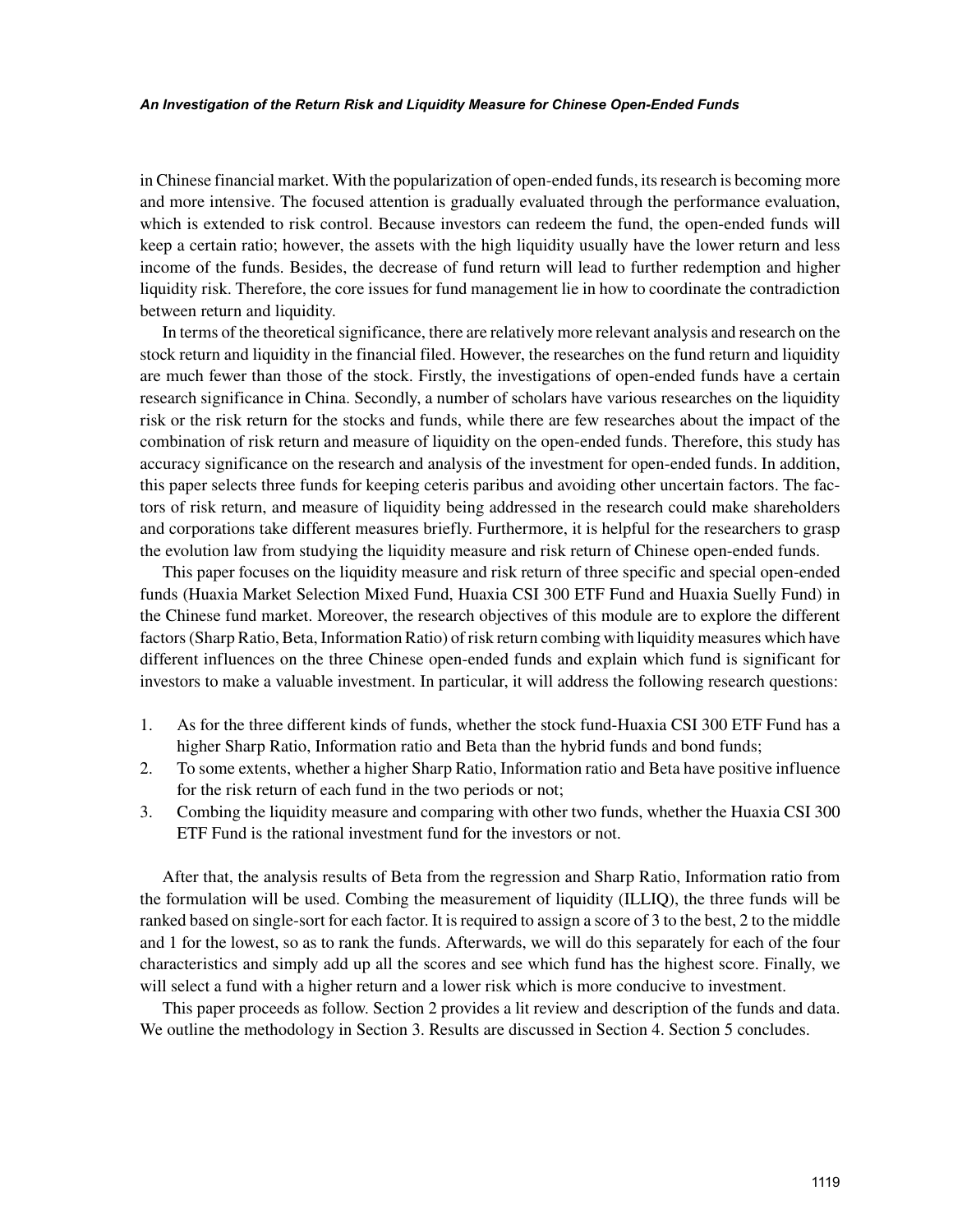in Chinese financial market. With the popularization of open-ended funds, its research is becoming more and more intensive. The focused attention is gradually evaluated through the performance evaluation, which is extended to risk control. Because investors can redeem the fund, the open-ended funds will keep a certain ratio; however, the assets with the high liquidity usually have the lower return and less income of the funds. Besides, the decrease of fund return will lead to further redemption and higher liquidity risk. Therefore, the core issues for fund management lie in how to coordinate the contradiction between return and liquidity.

In terms of the theoretical significance, there are relatively more relevant analysis and research on the stock return and liquidity in the financial filed. However, the researches on the fund return and liquidity are much fewer than those of the stock. Firstly, the investigations of open-ended funds have a certain research significance in China. Secondly, a number of scholars have various researches on the liquidity risk or the risk return for the stocks and funds, while there are few researches about the impact of the combination of risk return and measure of liquidity on the open-ended funds. Therefore, this study has accuracy significance on the research and analysis of the investment for open-ended funds. In addition, this paper selects three funds for keeping ceteris paribus and avoiding other uncertain factors. The factors of risk return, and measure of liquidity being addressed in the research could make shareholders and corporations take different measures briefly. Furthermore, it is helpful for the researchers to grasp the evolution law from studying the liquidity measure and risk return of Chinese open-ended funds.

This paper focuses on the liquidity measure and risk return of three specific and special open-ended funds (Huaxia Market Selection Mixed Fund, Huaxia CSI 300 ETF Fund and Huaxia Suelly Fund) in the Chinese fund market. Moreover, the research objectives of this module are to explore the different factors (Sharp Ratio, Beta, Information Ratio) of risk return combing with liquidity measures which have different influences on the three Chinese open-ended funds and explain which fund is significant for investors to make a valuable investment. In particular, it will address the following research questions:

1. As for the three different kinds of funds, whether the stock fund-Huaxia CSI 300 ETF Fund has a higher Sharp Ratio, Information ratio and Beta than the hybrid funds and bond funds;
2. To some extents, whether a higher Sharp Ratio, Information ratio and Beta have positive influence for the risk return of each fund in the two periods or not;
3. Combing the liquidity measure and comparing with other two funds, whether the Huaxia CSI 300 ETF Fund is the rational investment fund for the investors or not.

After that, the analysis results of Beta from the regression and Sharp Ratio, Information ratio from the formulation will be used. Combing the measurement of liquidity (ILLIQ), the three funds will be ranked based on single-sort for each factor. It is required to assign a score of 3 to the best, 2 to the middle and 1 for the lowest, so as to rank the funds. Afterwards, we will do this separately for each of the four characteristics and simply add up all the scores and see which fund has the highest score. Finally, we will select a fund with a higher return and a lower risk which is more conducive to investment.

This paper proceeds as follow. Section 2 provides a lit review and description of the funds and data. We outline the methodology in Section 3. Results are discussed in Section 4. Section 5 concludes.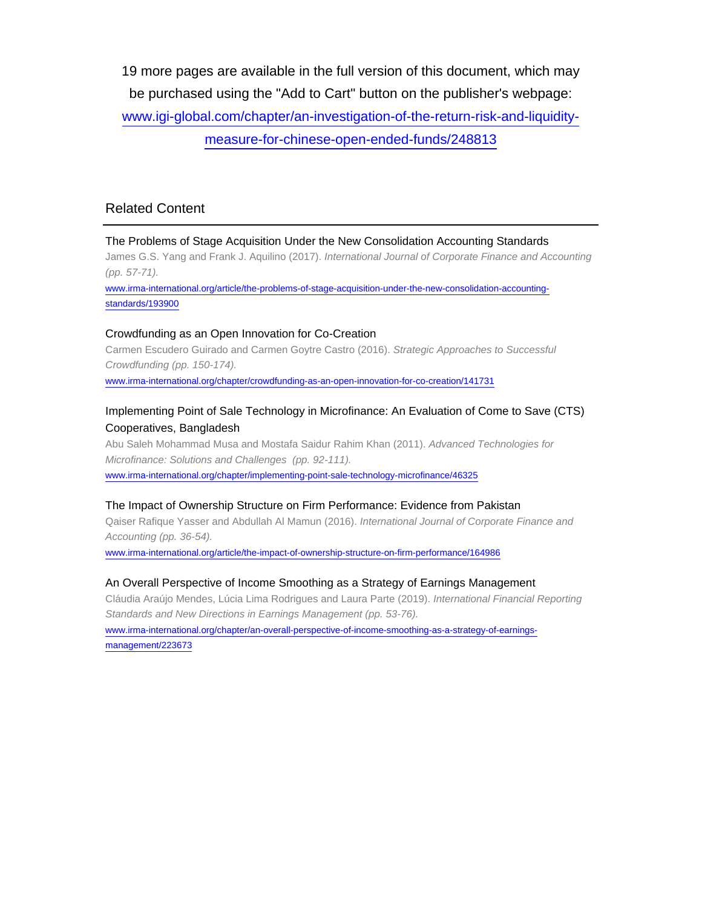19 more pages are available in the full version of this document, which may be purchased using the "Add to Cart" button on the publisher's webpage: www.igi-global.com/chapter/an-investigation-of-the-return-risk-and-liquidity-measure-for-chinese-open-ended-funds/248813

## Related Content

**The Problems of Stage Acquisition Under the New Consolidation Accounting Standards**
James G.S. Yang and Frank J. Aquilino (2017). *International Journal of Corporate Finance and Accounting (pp. 57-71).*
www.irma-international.org/article/the-problems-of-stage-acquisition-under-the-new-consolidation-accounting-standards/193900

**Crowdfunding as an Open Innovation for Co-Creation**
Carmen Escudero Guirado and Carmen Goytre Castro (2016). *Strategic Approaches to Successful Crowdfunding (pp. 150-174).*
www.irma-international.org/chapter/crowdfunding-as-an-open-innovation-for-co-creation/141731

**Implementing Point of Sale Technology in Microfinance: An Evaluation of Come to Save (CTS) Cooperatives, Bangladesh**
Abu Saleh Mohammad Musa and Mostafa Saidur Rahim Khan (2011). *Advanced Technologies for Microfinance: Solutions and Challenges (pp. 92-111).*
www.irma-international.org/chapter/implementing-point-sale-technology-microfinance/46325

**The Impact of Ownership Structure on Firm Performance: Evidence from Pakistan**
Qaiser Rafique Yasser and Abdullah Al Mamun (2016). *International Journal of Corporate Finance and Accounting (pp. 36-54).*
www.irma-international.org/article/the-impact-of-ownership-structure-on-firm-performance/164986

**An Overall Perspective of Income Smoothing as a Strategy of Earnings Management**
Cláudia Araújo Mendes, Lúcia Lima Rodrigues and Laura Parte (2019). *International Financial Reporting Standards and New Directions in Earnings Management (pp. 53-76).*
www.irma-international.org/chapter/an-overall-perspective-of-income-smoothing-as-a-strategy-of-earnings-management/223673